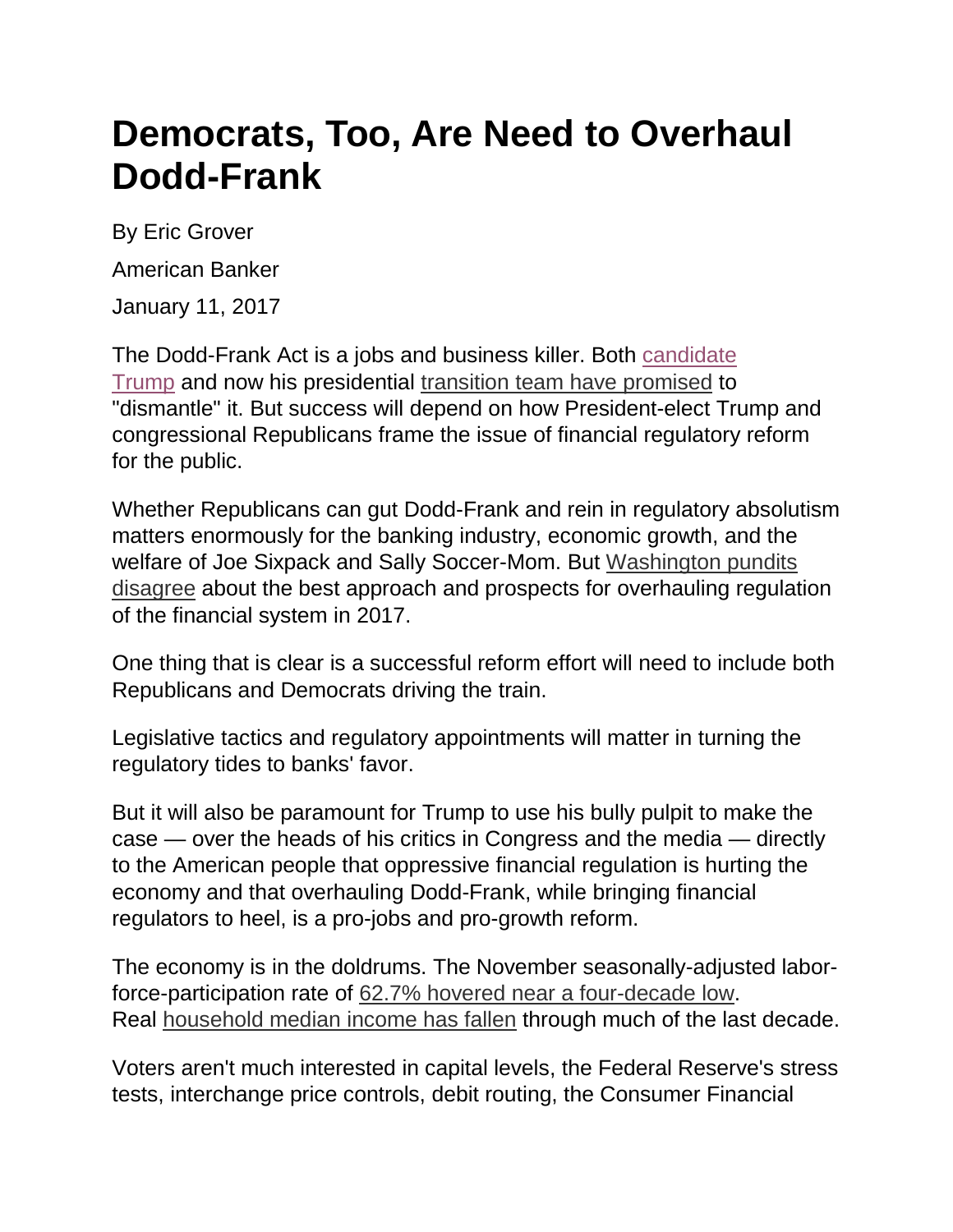# Democrats, Too, Are Need to Overhaul Dodd-Frank

By Eric Grover

American Banker

January 11, 2017

The Dodd-Frank Act is a jobs and business killer. Both candidate Trump and now his presidential transition team have promised to "dismantle" it. But success will depend on how President-elect Trump and congressional Republicans frame the issue of financial regulatory reform for the public.

Whether Republicans can gut Dodd-Frank and rein in regulatory absolutism matters enormously for the banking industry, economic growth, and the welfare of Joe Sixpack and Sally Soccer-Mom. But Washington pundits disagree about the best approach and prospects for overhauling regulation of the financial system in 2017.

One thing that is clear is a successful reform effort will need to include both Republicans and Democrats driving the train.

Legislative tactics and regulatory appointments will matter in turning the regulatory tides to banks' favor.

But it will also be paramount for Trump to use his bully pulpit to make the case — over the heads of his critics in Congress and the media — directly to the American people that oppressive financial regulation is hurting the economy and that overhauling Dodd-Frank, while bringing financial regulators to heel, is a pro-jobs and pro-growth reform.

The economy is in the doldrums. The November seasonally-adjusted labor-force-participation rate of 62.7% hovered near a four-decade low. Real household median income has fallen through much of the last decade.

Voters aren't much interested in capital levels, the Federal Reserve's stress tests, interchange price controls, debit routing, the Consumer Financial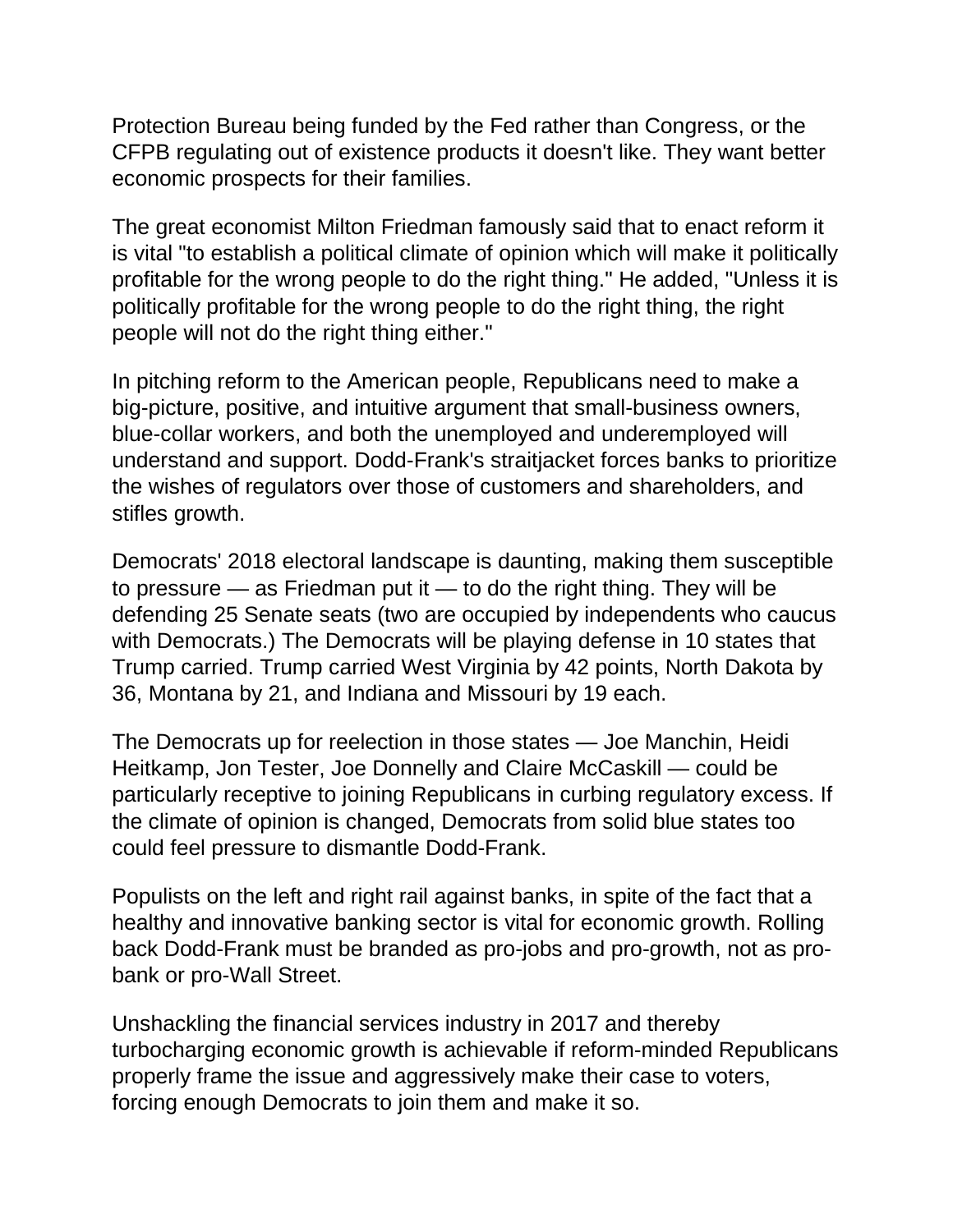Protection Bureau being funded by the Fed rather than Congress, or the CFPB regulating out of existence products it doesn't like. They want better economic prospects for their families.

The great economist Milton Friedman famously said that to enact reform it is vital "to establish a political climate of opinion which will make it politically profitable for the wrong people to do the right thing." He added, "Unless it is politically profitable for the wrong people to do the right thing, the right people will not do the right thing either."

In pitching reform to the American people, Republicans need to make a big-picture, positive, and intuitive argument that small-business owners, blue-collar workers, and both the unemployed and underemployed will understand and support. Dodd-Frank's straitjacket forces banks to prioritize the wishes of regulators over those of customers and shareholders, and stifles growth.

Democrats' 2018 electoral landscape is daunting, making them susceptible to pressure — as Friedman put it — to do the right thing. They will be defending 25 Senate seats (two are occupied by independents who caucus with Democrats.) The Democrats will be playing defense in 10 states that Trump carried. Trump carried West Virginia by 42 points, North Dakota by 36, Montana by 21, and Indiana and Missouri by 19 each.

The Democrats up for reelection in those states — Joe Manchin, Heidi Heitkamp, Jon Tester, Joe Donnelly and Claire McCaskill — could be particularly receptive to joining Republicans in curbing regulatory excess. If the climate of opinion is changed, Democrats from solid blue states too could feel pressure to dismantle Dodd-Frank.

Populists on the left and right rail against banks, in spite of the fact that a healthy and innovative banking sector is vital for economic growth. Rolling back Dodd-Frank must be branded as pro-jobs and pro-growth, not as pro-bank or pro-Wall Street.

Unshackling the financial services industry in 2017 and thereby turbocharging economic growth is achievable if reform-minded Republicans properly frame the issue and aggressively make their case to voters, forcing enough Democrats to join them and make it so.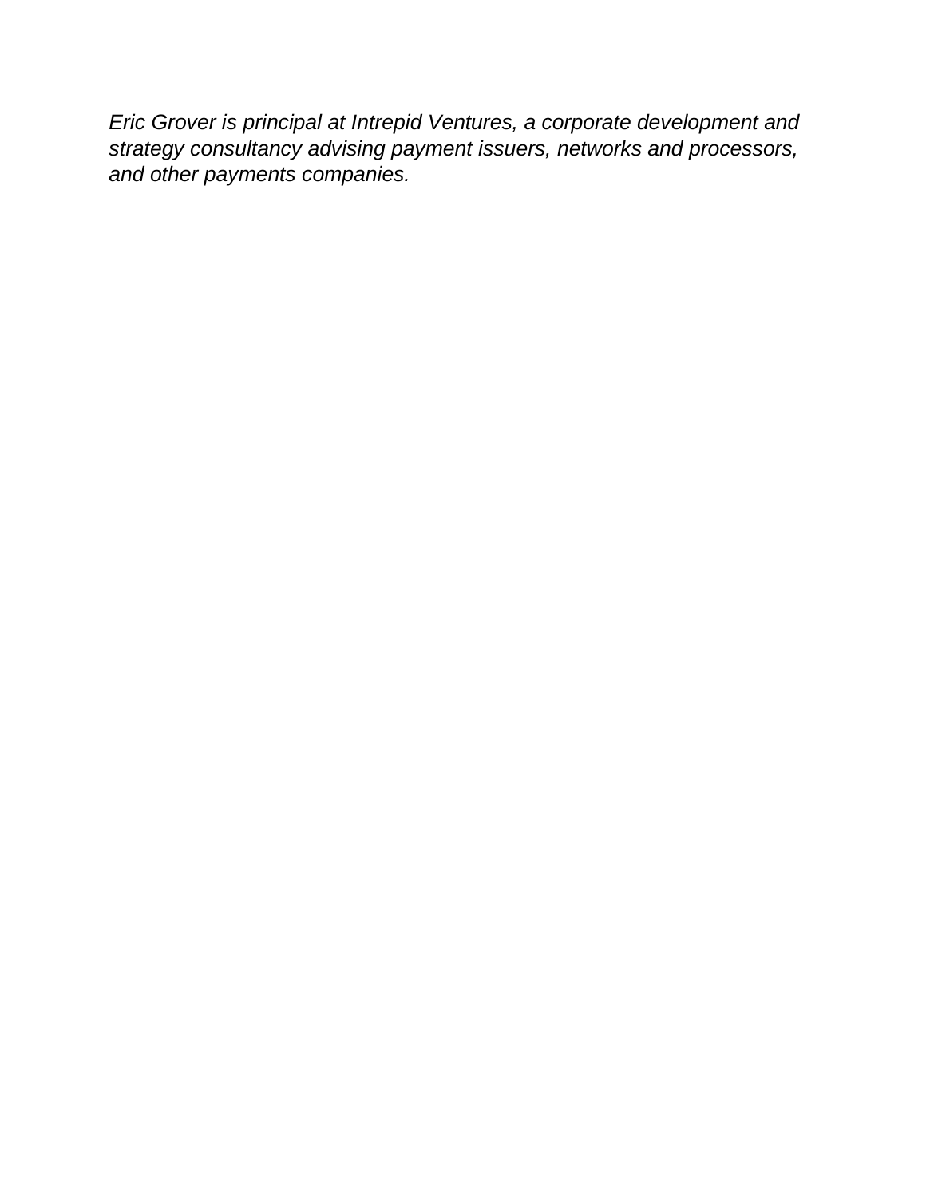*Eric Grover is principal at Intrepid Ventures, a corporate development and strategy consultancy advising payment issuers, networks and processors, and other payments companies.*